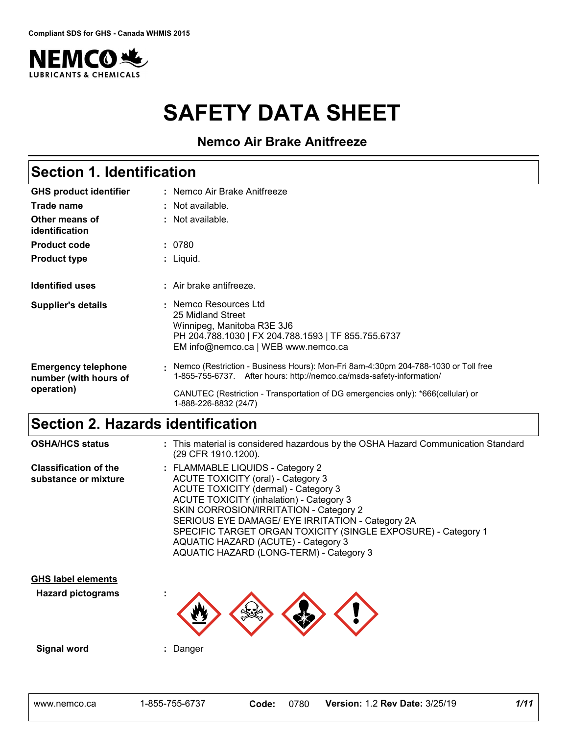Compliant SDS for GHS - Canada WHMIS 2015

NEMCO LUBRICANTS & CHEMICALS

# SAFETY DATA SHEET

**Nemco Air Brake Anitfreeze**

## Section 1. Identification

| | |
|---|---|
| **GHS product identifier** | : Nemco Air Brake Anitfreeze |
| **Trade name** | : Not available. |
| **Other means of identification** | : Not available. |
| **Product code** | : 0780 |
| **Product type** | : Liquid. |
| **Identified uses** | : Air brake antifreeze. |
| **Supplier's details** | : Nemco Resources Ltd<br>25 Midland Street<br>Winnipeg, Manitoba R3E 3J6<br>PH 204.788.1030 \| FX 204.788.1593 \| TF 855.755.6737<br>EM info@nemco.ca \| WEB www.nemco.ca |
| **Emergency telephone number (with hours of operation)** | : Nemco (Restriction - Business Hours): Mon-Fri 8am-4:30pm 204-788-1030 or Toll free 1-855-755-6737. After hours: http://nemco.ca/msds-safety-information/<br>CANUTEC (Restriction - Transportation of DG emergencies only): *666(cellular) or 1-888-226-8832 (24/7) |

## Section 2. Hazards identification

| | |
|---|---|
| **OSHA/HCS status** | : This material is considered hazardous by the OSHA Hazard Communication Standard (29 CFR 1910.1200). |
| **Classification of the substance or mixture** | : FLAMMABLE LIQUIDS - Category 2<br>ACUTE TOXICITY (oral) - Category 3<br>ACUTE TOXICITY (dermal) - Category 3<br>ACUTE TOXICITY (inhalation) - Category 3<br>SKIN CORROSION/IRRITATION - Category 2<br>SERIOUS EYE DAMAGE/ EYE IRRITATION - Category 2A<br>SPECIFIC TARGET ORGAN TOXICITY (SINGLE EXPOSURE) - Category 1<br>AQUATIC HAZARD (ACUTE) - Category 3<br>AQUATIC HAZARD (LONG-TERM) - Category 3 |

**GHS label elements**

| | |
|---|---|
| **Hazard pictograms** | : |
| **Signal word** | : Danger |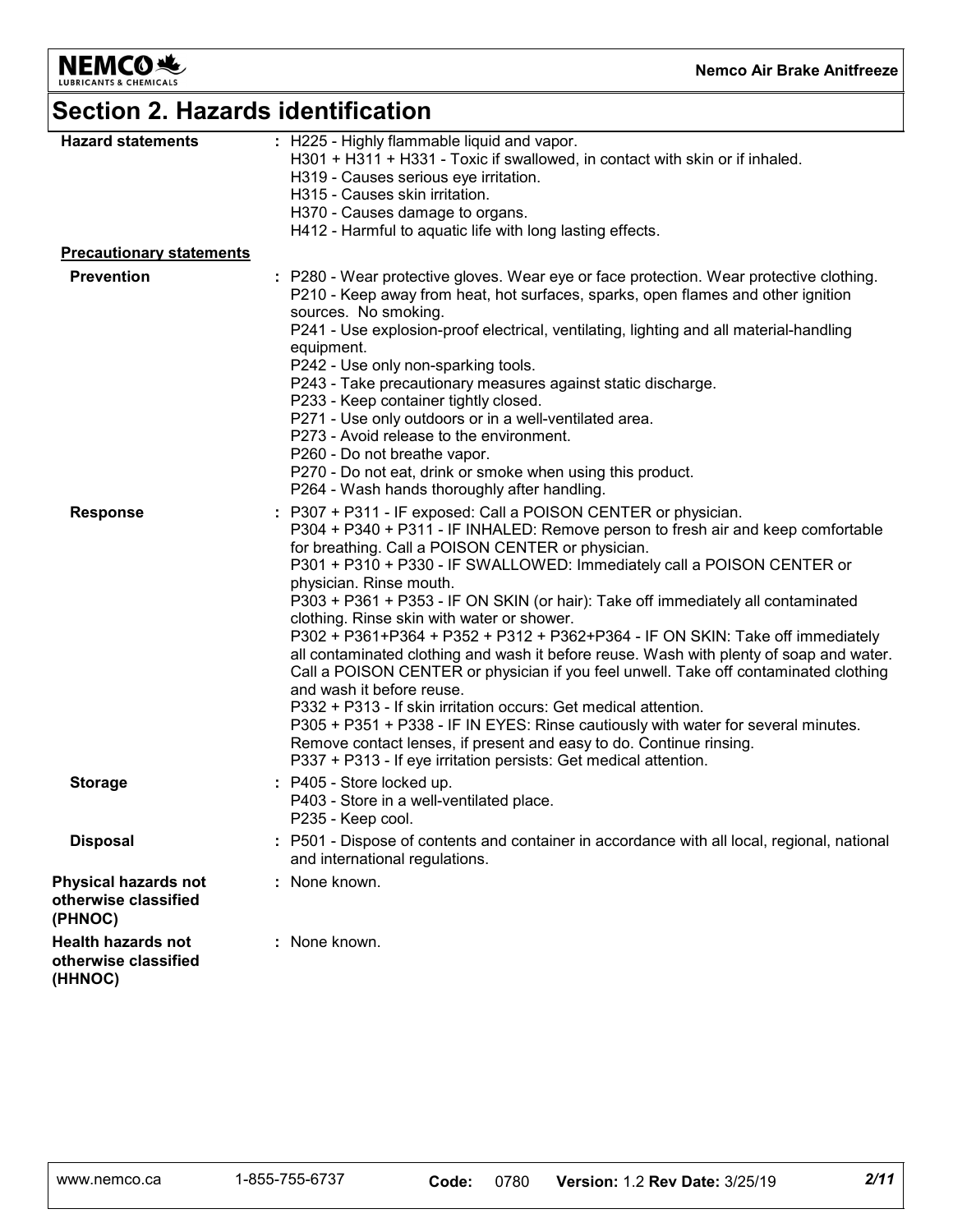# Section 2. Hazards identification

| | |
|---|---|
| **Hazard statements** | : H225 - Highly flammable liquid and vapor.<br>H301 + H311 + H331 - Toxic if swallowed, in contact with skin or if inhaled.<br>H319 - Causes serious eye irritation.<br>H315 - Causes skin irritation.<br>H370 - Causes damage to organs.<br>H412 - Harmful to aquatic life with long lasting effects. |
| **Precautionary statements** | |
| **Prevention** | : P280 - Wear protective gloves. Wear eye or face protection. Wear protective clothing.<br>P210 - Keep away from heat, hot surfaces, sparks, open flames and other ignition sources. No smoking.<br>P241 - Use explosion-proof electrical, ventilating, lighting and all material-handling equipment.<br>P242 - Use only non-sparking tools.<br>P243 - Take precautionary measures against static discharge.<br>P233 - Keep container tightly closed.<br>P271 - Use only outdoors or in a well-ventilated area.<br>P273 - Avoid release to the environment.<br>P260 - Do not breathe vapor.<br>P270 - Do not eat, drink or smoke when using this product.<br>P264 - Wash hands thoroughly after handling. |
| **Response** | : P307 + P311 - IF exposed: Call a POISON CENTER or physician.<br>P304 + P340 + P311 - IF INHALED: Remove person to fresh air and keep comfortable for breathing. Call a POISON CENTER or physician.<br>P301 + P310 + P330 - IF SWALLOWED: Immediately call a POISON CENTER or physician. Rinse mouth.<br>P303 + P361 + P353 - IF ON SKIN (or hair): Take off immediately all contaminated clothing. Rinse skin with water or shower.<br>P302 + P361+P364 + P352 + P312 + P362+P364 - IF ON SKIN: Take off immediately all contaminated clothing and wash it before reuse. Wash with plenty of soap and water. Call a POISON CENTER or physician if you feel unwell. Take off contaminated clothing and wash it before reuse.<br>P332 + P313 - If skin irritation occurs: Get medical attention.<br>P305 + P351 + P338 - IF IN EYES: Rinse cautiously with water for several minutes. Remove contact lenses, if present and easy to do. Continue rinsing.<br>P337 + P313 - If eye irritation persists: Get medical attention. |
| **Storage** | : P405 - Store locked up.<br>P403 - Store in a well-ventilated place.<br>P235 - Keep cool. |
| **Disposal** | : P501 - Dispose of contents and container in accordance with all local, regional, national and international regulations. |
| **Physical hazards not otherwise classified (PHNOC)** | : None known. |
| **Health hazards not otherwise classified (HHNOC)** | : None known. |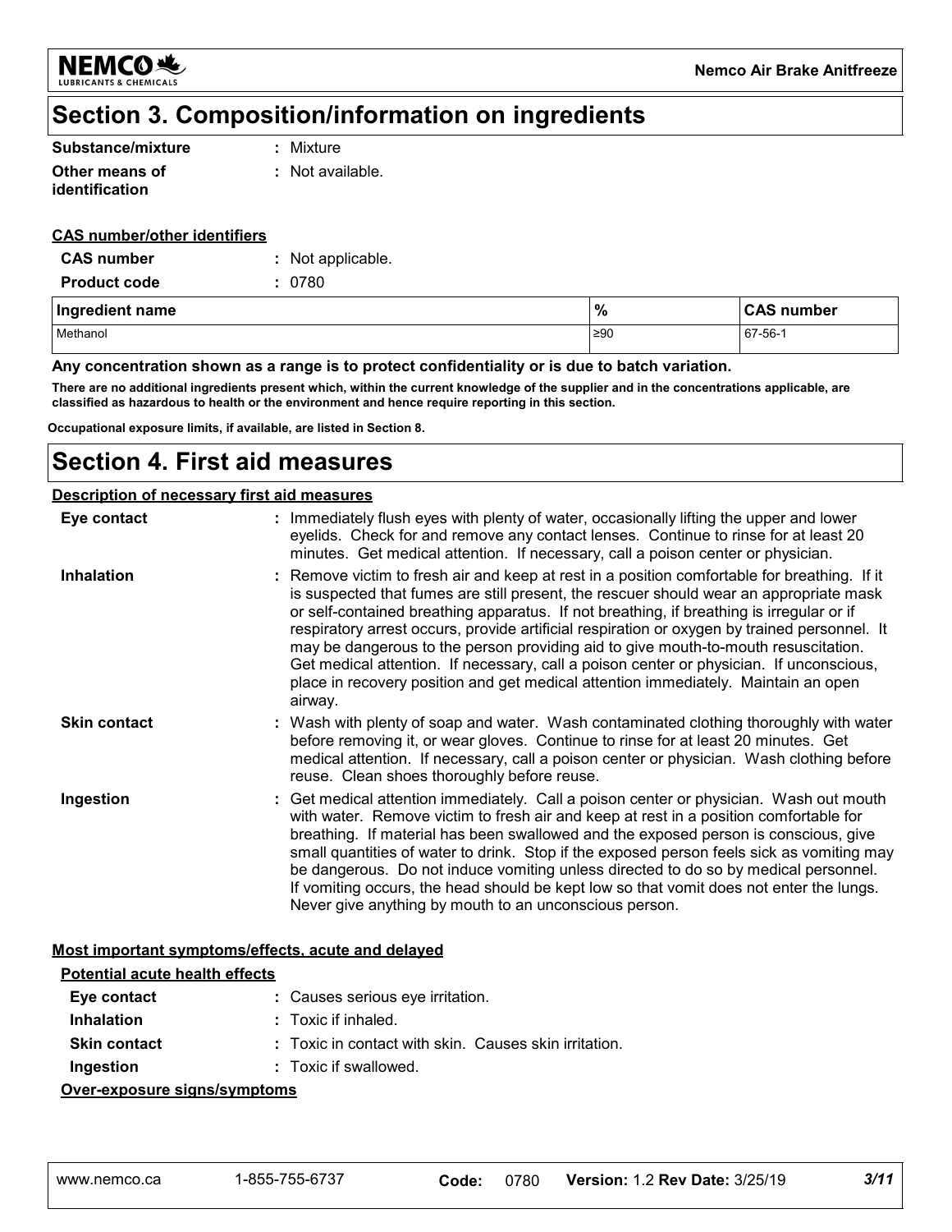## Section 3. Composition/information on ingredients

**Substance/mixture** : Mixture

**Other means of identification** : Not available.

**CAS number/other identifiers**

**CAS number** : Not applicable.

**Product code** : 0780

| Ingredient name | % | CAS number |
|---|---|---|
| Methanol | ≥90 | 67-56-1 |

**Any concentration shown as a range is to protect confidentiality or is due to batch variation.**

**There are no additional ingredients present which, within the current knowledge of the supplier and in the concentrations applicable, are classified as hazardous to health or the environment and hence require reporting in this section.**

**Occupational exposure limits, if available, are listed in Section 8.**

## Section 4. First aid measures

**Description of necessary first aid measures**

**Eye contact** : Immediately flush eyes with plenty of water, occasionally lifting the upper and lower eyelids. Check for and remove any contact lenses. Continue to rinse for at least 20 minutes. Get medical attention. If necessary, call a poison center or physician.

**Inhalation** : Remove victim to fresh air and keep at rest in a position comfortable for breathing. If it is suspected that fumes are still present, the rescuer should wear an appropriate mask or self-contained breathing apparatus. If not breathing, if breathing is irregular or if respiratory arrest occurs, provide artificial respiration or oxygen by trained personnel. It may be dangerous to the person providing aid to give mouth-to-mouth resuscitation. Get medical attention. If necessary, call a poison center or physician. If unconscious, place in recovery position and get medical attention immediately. Maintain an open airway.

**Skin contact** : Wash with plenty of soap and water. Wash contaminated clothing thoroughly with water before removing it, or wear gloves. Continue to rinse for at least 20 minutes. Get medical attention. If necessary, call a poison center or physician. Wash clothing before reuse. Clean shoes thoroughly before reuse.

**Ingestion** : Get medical attention immediately. Call a poison center or physician. Wash out mouth with water. Remove victim to fresh air and keep at rest in a position comfortable for breathing. If material has been swallowed and the exposed person is conscious, give small quantities of water to drink. Stop if the exposed person feels sick as vomiting may be dangerous. Do not induce vomiting unless directed to do so by medical personnel. If vomiting occurs, the head should be kept low so that vomit does not enter the lungs. Never give anything by mouth to an unconscious person.

**Most important symptoms/effects, acute and delayed**

**Potential acute health effects**

**Eye contact** : Causes serious eye irritation.

**Inhalation** : Toxic if inhaled.

**Skin contact** : Toxic in contact with skin. Causes skin irritation.

**Ingestion** : Toxic if swallowed.

**Over-exposure signs/symptoms**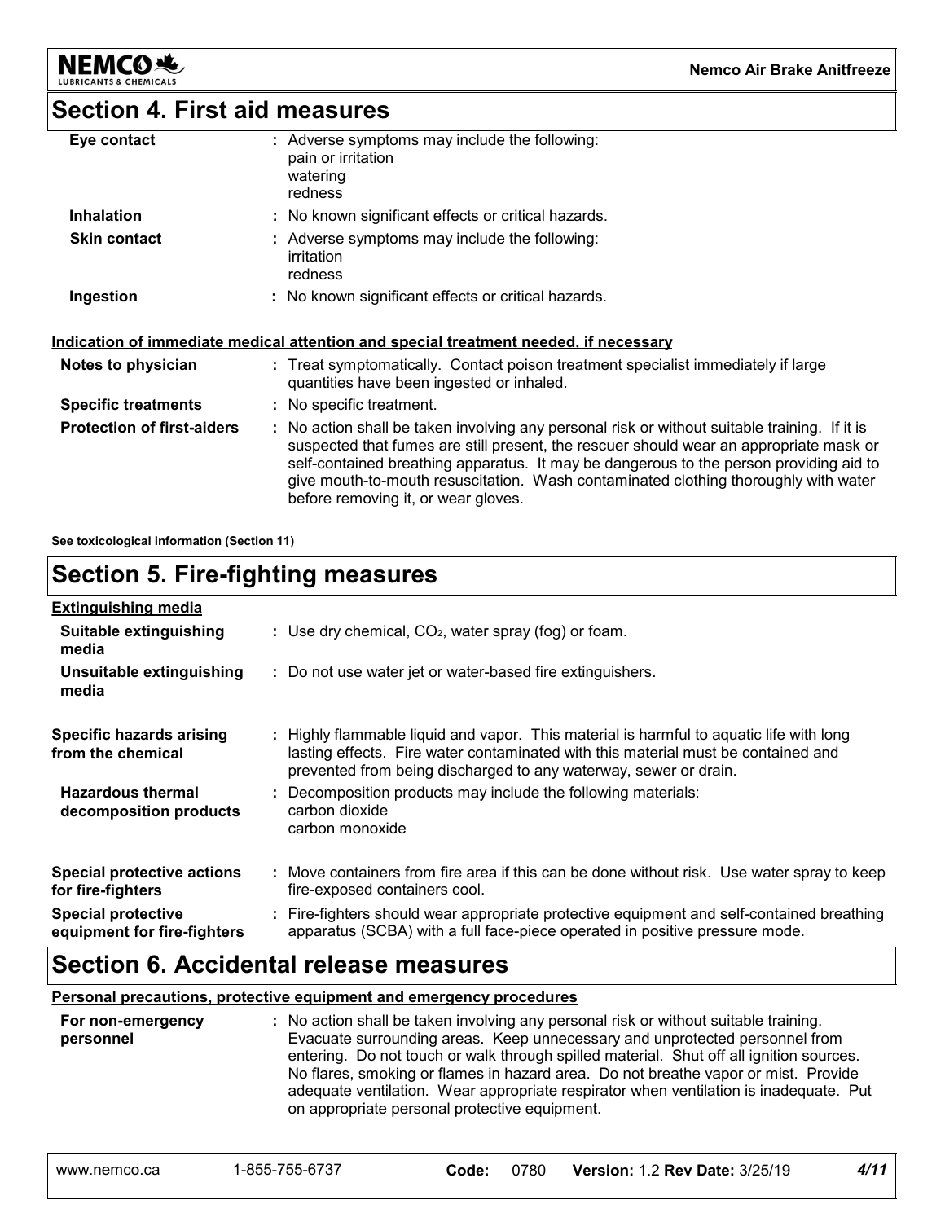## Section 4. First aid measures

| | |
|---|---|
| **Eye contact** | : Adverse symptoms may include the following:<br>pain or irritation<br>watering<br>redness |
| **Inhalation** | : No known significant effects or critical hazards. |
| **Skin contact** | : Adverse symptoms may include the following:<br>irritation<br>redness |
| **Ingestion** | : No known significant effects or critical hazards. |

**Indication of immediate medical attention and special treatment needed, if necessary**

| | |
|---|---|
| **Notes to physician** | : Treat symptomatically. Contact poison treatment specialist immediately if large quantities have been ingested or inhaled. |
| **Specific treatments** | : No specific treatment. |
| **Protection of first-aiders** | : No action shall be taken involving any personal risk or without suitable training. If it is suspected that fumes are still present, the rescuer should wear an appropriate mask or self-contained breathing apparatus. It may be dangerous to the person providing aid to give mouth-to-mouth resuscitation. Wash contaminated clothing thoroughly with water before removing it, or wear gloves. |

**See toxicological information (Section 11)**

## Section 5. Fire-fighting measures

**Extinguishing media**

| | |
|---|---|
| **Suitable extinguishing media** | : Use dry chemical, $CO_2$, water spray (fog) or foam. |
| **Unsuitable extinguishing media** | : Do not use water jet or water-based fire extinguishers. |
| **Specific hazards arising from the chemical** | : Highly flammable liquid and vapor. This material is harmful to aquatic life with long lasting effects. Fire water contaminated with this material must be contained and prevented from being discharged to any waterway, sewer or drain. |
| **Hazardous thermal decomposition products** | : Decomposition products may include the following materials:<br>carbon dioxide<br>carbon monoxide |
| **Special protective actions for fire-fighters** | : Move containers from fire area if this can be done without risk. Use water spray to keep fire-exposed containers cool. |
| **Special protective equipment for fire-fighters** | : Fire-fighters should wear appropriate protective equipment and self-contained breathing apparatus (SCBA) with a full face-piece operated in positive pressure mode. |

## Section 6. Accidental release measures

**Personal precautions, protective equipment and emergency procedures**

| | |
|---|---|
| **For non-emergency personnel** | : No action shall be taken involving any personal risk or without suitable training. Evacuate surrounding areas. Keep unnecessary and unprotected personnel from entering. Do not touch or walk through spilled material. Shut off all ignition sources. No flares, smoking or flames in hazard area. Do not breathe vapor or mist. Provide adequate ventilation. Wear appropriate respirator when ventilation is inadequate. Put on appropriate personal protective equipment. |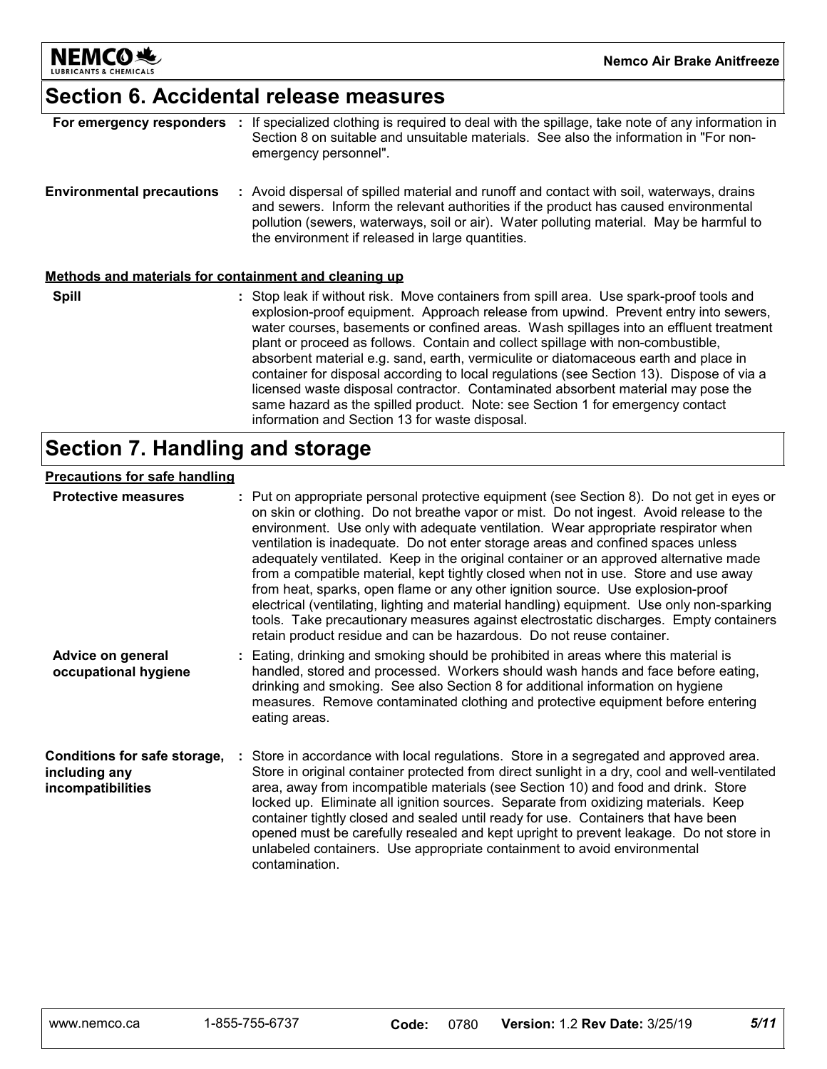## Section 6. Accidental release measures

**For emergency responders** : If specialized clothing is required to deal with the spillage, take note of any information in Section 8 on suitable and unsuitable materials. See also the information in "For non-emergency personnel".

**Environmental precautions** : Avoid dispersal of spilled material and runoff and contact with soil, waterways, drains and sewers. Inform the relevant authorities if the product has caused environmental pollution (sewers, waterways, soil or air). Water polluting material. May be harmful to the environment if released in large quantities.

**Methods and materials for containment and cleaning up**

**Spill** : Stop leak if without risk. Move containers from spill area. Use spark-proof tools and explosion-proof equipment. Approach release from upwind. Prevent entry into sewers, water courses, basements or confined areas. Wash spillages into an effluent treatment plant or proceed as follows. Contain and collect spillage with non-combustible, absorbent material e.g. sand, earth, vermiculite or diatomaceous earth and place in container for disposal according to local regulations (see Section 13). Dispose of via a licensed waste disposal contractor. Contaminated absorbent material may pose the same hazard as the spilled product. Note: see Section 1 for emergency contact information and Section 13 for waste disposal.

## Section 7. Handling and storage

**Precautions for safe handling**

**Protective measures** : Put on appropriate personal protective equipment (see Section 8). Do not get in eyes or on skin or clothing. Do not breathe vapor or mist. Do not ingest. Avoid release to the environment. Use only with adequate ventilation. Wear appropriate respirator when ventilation is inadequate. Do not enter storage areas and confined spaces unless adequately ventilated. Keep in the original container or an approved alternative made from a compatible material, kept tightly closed when not in use. Store and use away from heat, sparks, open flame or any other ignition source. Use explosion-proof electrical (ventilating, lighting and material handling) equipment. Use only non-sparking tools. Take precautionary measures against electrostatic discharges. Empty containers retain product residue and can be hazardous. Do not reuse container.

**Advice on general occupational hygiene** : Eating, drinking and smoking should be prohibited in areas where this material is handled, stored and processed. Workers should wash hands and face before eating, drinking and smoking. See also Section 8 for additional information on hygiene measures. Remove contaminated clothing and protective equipment before entering eating areas.

**Conditions for safe storage, including any incompatibilities** : Store in accordance with local regulations. Store in a segregated and approved area. Store in original container protected from direct sunlight in a dry, cool and well-ventilated area, away from incompatible materials (see Section 10) and food and drink. Store locked up. Eliminate all ignition sources. Separate from oxidizing materials. Keep container tightly closed and sealed until ready for use. Containers that have been opened must be carefully resealed and kept upright to prevent leakage. Do not store in unlabeled containers. Use appropriate containment to avoid environmental contamination.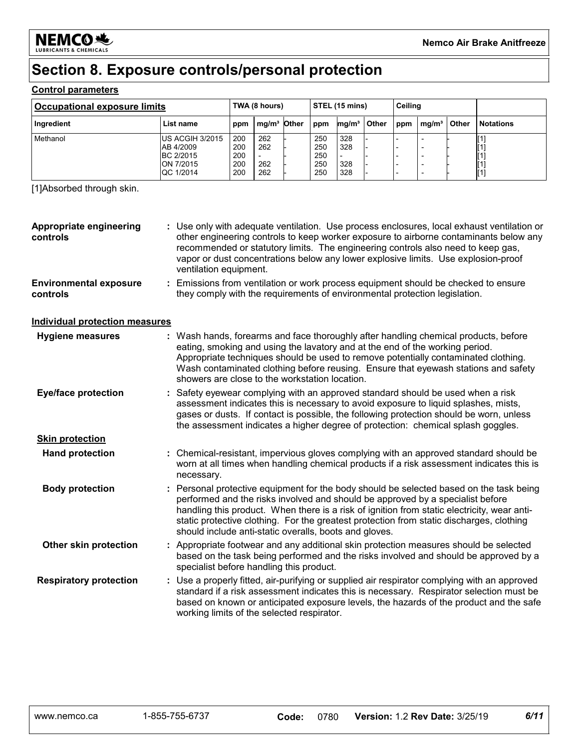# Section 8. Exposure controls/personal protection

**Control parameters**

| Occupational exposure limits | | TWA (8 hours) | | | STEL (15 mins) | | | Ceiling | | | |
|---|---|---|---|---|---|---|---|---|---|---|---|
| Ingredient | List name | ppm | mg/m³ | Other | ppm | mg/m³ | Other | ppm | mg/m³ | Other | Notations |
| Methanol | US ACGIH 3/2015 | 200 | 262 | - | 250 | 328 | - | - | - | - | [1] |
| | AB 4/2009 | 200 | 262 | - | 250 | 328 | - | - | - | - | [1] |
| | BC 2/2015 | 200 | - | - | 250 | - | - | - | - | - | [1] |
| | ON 7/2015 | 200 | 262 | - | 250 | 328 | - | - | - | - | [1] |
| | QC 1/2014 | 200 | 262 | - | 250 | 328 | - | - | - | - | [1] |

[1]Absorbed through skin.

**Appropriate engineering controls** : Use only with adequate ventilation. Use process enclosures, local exhaust ventilation or other engineering controls to keep worker exposure to airborne contaminants below any recommended or statutory limits. The engineering controls also need to keep gas, vapor or dust concentrations below any lower explosive limits. Use explosion-proof ventilation equipment.

**Environmental exposure controls** : Emissions from ventilation or work process equipment should be checked to ensure they comply with the requirements of environmental protection legislation.

**Individual protection measures**

**Hygiene measures** : Wash hands, forearms and face thoroughly after handling chemical products, before eating, smoking and using the lavatory and at the end of the working period. Appropriate techniques should be used to remove potentially contaminated clothing. Wash contaminated clothing before reusing. Ensure that eyewash stations and safety showers are close to the workstation location.

**Eye/face protection** : Safety eyewear complying with an approved standard should be used when a risk assessment indicates this is necessary to avoid exposure to liquid splashes, mists, gases or dusts. If contact is possible, the following protection should be worn, unless the assessment indicates a higher degree of protection: chemical splash goggles.

**Skin protection**

**Hand protection** : Chemical-resistant, impervious gloves complying with an approved standard should be worn at all times when handling chemical products if a risk assessment indicates this is necessary.

**Body protection** : Personal protective equipment for the body should be selected based on the task being performed and the risks involved and should be approved by a specialist before handling this product. When there is a risk of ignition from static electricity, wear anti-static protective clothing. For the greatest protection from static discharges, clothing should include anti-static overalls, boots and gloves.

**Other skin protection** : Appropriate footwear and any additional skin protection measures should be selected based on the task being performed and the risks involved and should be approved by a specialist before handling this product.

**Respiratory protection** : Use a properly fitted, air-purifying or supplied air respirator complying with an approved standard if a risk assessment indicates this is necessary. Respirator selection must be based on known or anticipated exposure levels, the hazards of the product and the safe working limits of the selected respirator.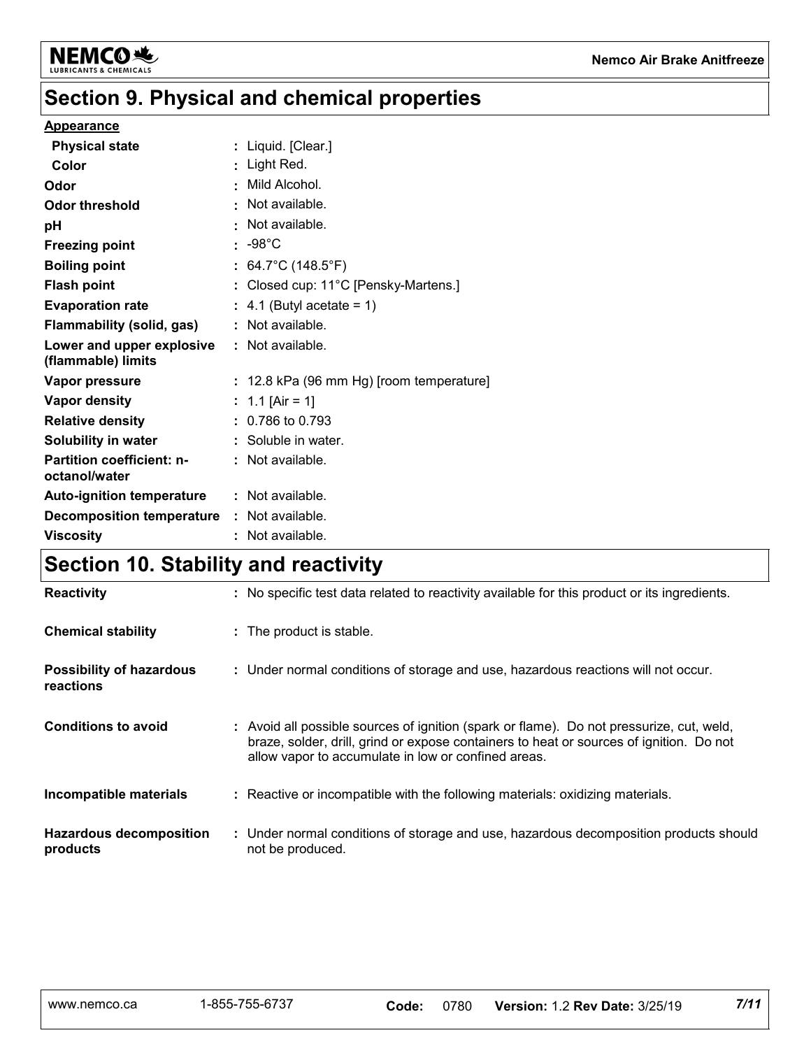## Section 9. Physical and chemical properties

**Appearance**

| | |
|---|---|
| **Physical state** | : Liquid. [Clear.] |
| **Color** | : Light Red. |
| **Odor** | : Mild Alcohol. |
| **Odor threshold** | : Not available. |
| **pH** | : Not available. |
| **Freezing point** | : -98°C |
| **Boiling point** | : 64.7°C (148.5°F) |
| **Flash point** | : Closed cup: 11°C [Pensky-Martens.] |
| **Evaporation rate** | : 4.1 (Butyl acetate = 1) |
| **Flammability (solid, gas)** | : Not available. |
| **Lower and upper explosive (flammable) limits** | : Not available. |
| **Vapor pressure** | : 12.8 kPa (96 mm Hg) [room temperature] |
| **Vapor density** | : 1.1 [Air = 1] |
| **Relative density** | : 0.786 to 0.793 |
| **Solubility in water** | : Soluble in water. |
| **Partition coefficient: n-octanol/water** | : Not available. |
| **Auto-ignition temperature** | : Not available. |
| **Decomposition temperature** | : Not available. |
| **Viscosity** | : Not available. |

## Section 10. Stability and reactivity

| | |
|---|---|
| **Reactivity** | : No specific test data related to reactivity available for this product or its ingredients. |
| **Chemical stability** | : The product is stable. |
| **Possibility of hazardous reactions** | : Under normal conditions of storage and use, hazardous reactions will not occur. |
| **Conditions to avoid** | : Avoid all possible sources of ignition (spark or flame). Do not pressurize, cut, weld, braze, solder, drill, grind or expose containers to heat or sources of ignition. Do not allow vapor to accumulate in low or confined areas. |
| **Incompatible materials** | : Reactive or incompatible with the following materials: oxidizing materials. |
| **Hazardous decomposition products** | : Under normal conditions of storage and use, hazardous decomposition products should not be produced. |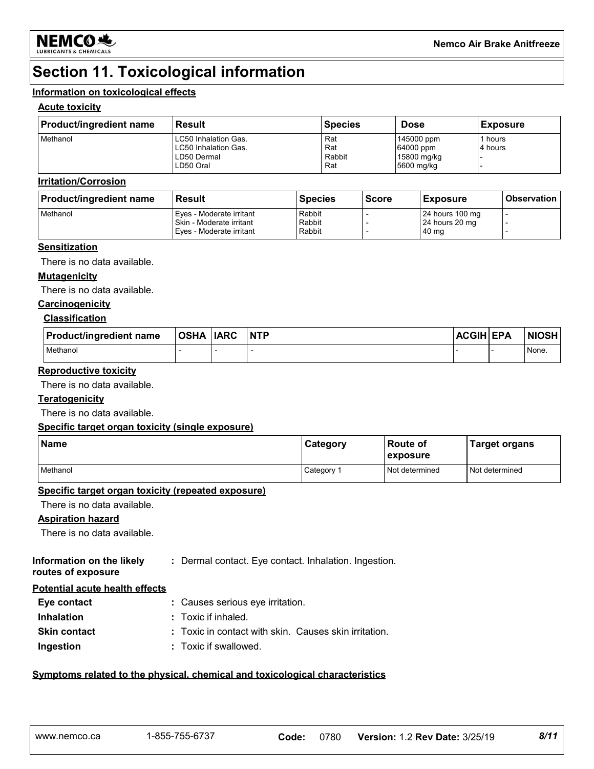# Section 11. Toxicological information

## Information on toxicological effects

### Acute toxicity

| Product/ingredient name | Result | Species | Dose | Exposure |
|---|---|---|---|---|
| Methanol | LC50 Inhalation Gas.<br>LC50 Inhalation Gas.<br>LD50 Dermal<br>LD50 Oral | Rat<br>Rat<br>Rabbit<br>Rat | 145000 ppm<br>64000 ppm<br>15800 mg/kg<br>5600 mg/kg | 1 hours<br>4 hours<br>-<br>- |

### Irritation/Corrosion

| Product/ingredient name | Result | Species | Score | Exposure | Observation |
|---|---|---|---|---|---|
| Methanol | Eyes - Moderate irritant<br>Skin - Moderate irritant<br>Eyes - Moderate irritant | Rabbit<br>Rabbit<br>Rabbit | -<br>-<br>- | 24 hours 100 mg<br>24 hours 20 mg<br>40 mg | -<br>-<br>- |

### Sensitization

There is no data available.

### Mutagenicity

There is no data available.

### Carcinogenicity

#### Classification

| Product/ingredient name | OSHA | IARC | NTP | ACGIH | EPA | NIOSH |
|---|---|---|---|---|---|---|
| Methanol | - | - | - | - | - | None. |

### Reproductive toxicity

There is no data available.

### Teratogenicity

There is no data available.

### Specific target organ toxicity (single exposure)

| Name | Category | Route of exposure | Target organs |
|---|---|---|---|
| Methanol | Category 1 | Not determined | Not determined |

### Specific target organ toxicity (repeated exposure)

There is no data available.

### Aspiration hazard

There is no data available.

**Information on the likely routes of exposure** : Dermal contact. Eye contact. Inhalation. Ingestion.

### Potential acute health effects

**Eye contact** : Causes serious eye irritation.

**Inhalation** : Toxic if inhaled.

**Skin contact** : Toxic in contact with skin. Causes skin irritation.

**Ingestion** : Toxic if swallowed.

## Symptoms related to the physical, chemical and toxicological characteristics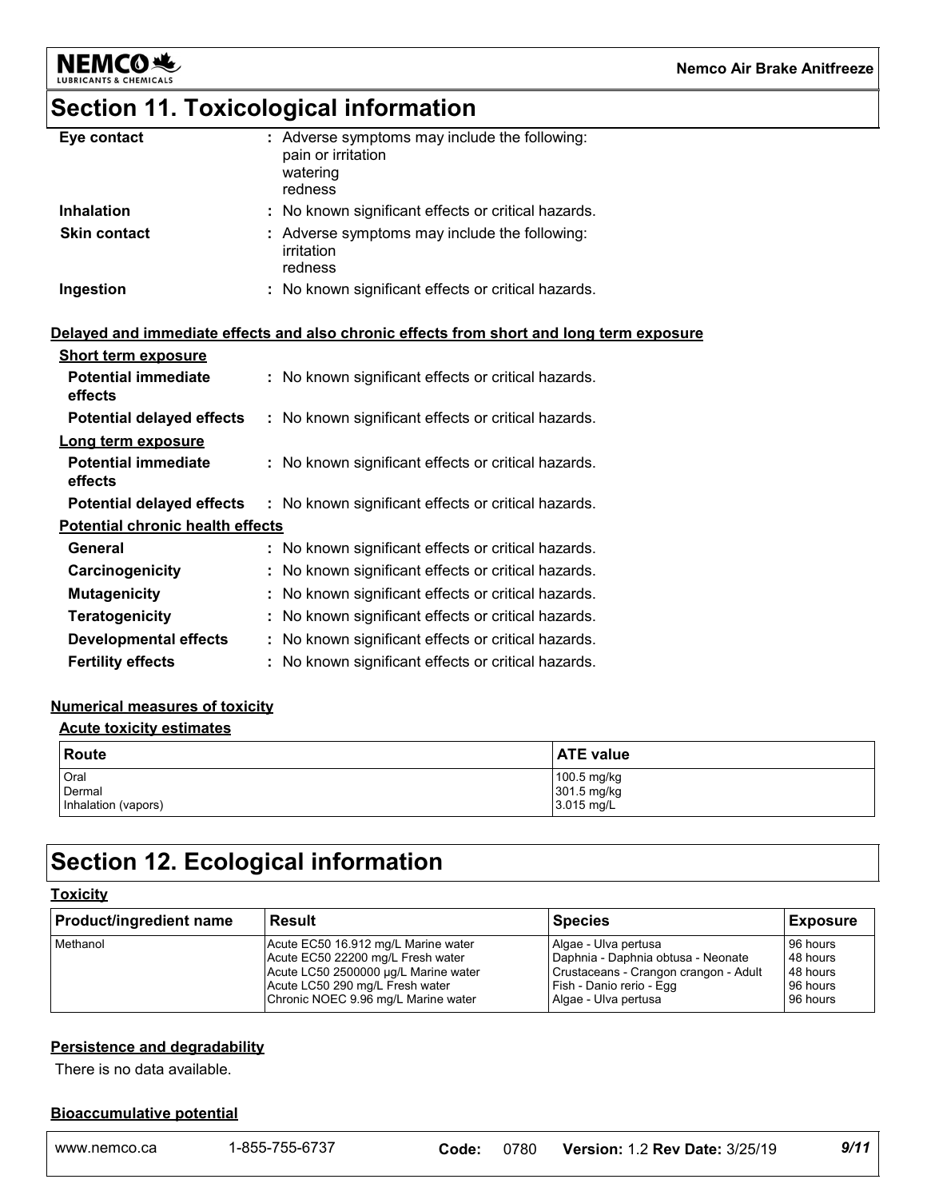# Section 11. Toxicological information

**Eye contact** : Adverse symptoms may include the following:
pain or irritation
watering
redness

**Inhalation** : No known significant effects or critical hazards.

**Skin contact** : Adverse symptoms may include the following:
irritation
redness

**Ingestion** : No known significant effects or critical hazards.

**Delayed and immediate effects and also chronic effects from short and long term exposure**

**Short term exposure**

**Potential immediate effects** : No known significant effects or critical hazards.

**Potential delayed effects** : No known significant effects or critical hazards.

**Long term exposure**

**Potential immediate effects** : No known significant effects or critical hazards.

**Potential delayed effects** : No known significant effects or critical hazards.

**Potential chronic health effects**

**General** : No known significant effects or critical hazards.

**Carcinogenicity** : No known significant effects or critical hazards.

**Mutagenicity** : No known significant effects or critical hazards.

**Teratogenicity** : No known significant effects or critical hazards.

**Developmental effects** : No known significant effects or critical hazards.

**Fertility effects** : No known significant effects or critical hazards.

**Numerical measures of toxicity**

**Acute toxicity estimates**

| Route | ATE value |
|---|---|
| Oral | 100.5 mg/kg |
| Dermal | 301.5 mg/kg |
| Inhalation (vapors) | 3.015 mg/L |

# Section 12. Ecological information

**Toxicity**

| Product/ingredient name | Result | Species | Exposure |
|---|---|---|---|
| Methanol | Acute EC50 16.912 mg/L Marine water | Algae - Ulva pertusa | 96 hours |
| | Acute EC50 22200 mg/L Fresh water | Daphnia - Daphnia obtusa - Neonate | 48 hours |
| | Acute LC50 2500000 µg/L Marine water | Crustaceans - Crangon crangon - Adult | 48 hours |
| | Acute LC50 290 mg/L Fresh water | Fish - Danio rerio - Egg | 96 hours |
| | Chronic NOEC 9.96 mg/L Marine water | Algae - Ulva pertusa | 96 hours |

**Persistence and degradability**

There is no data available.

**Bioaccumulative potential**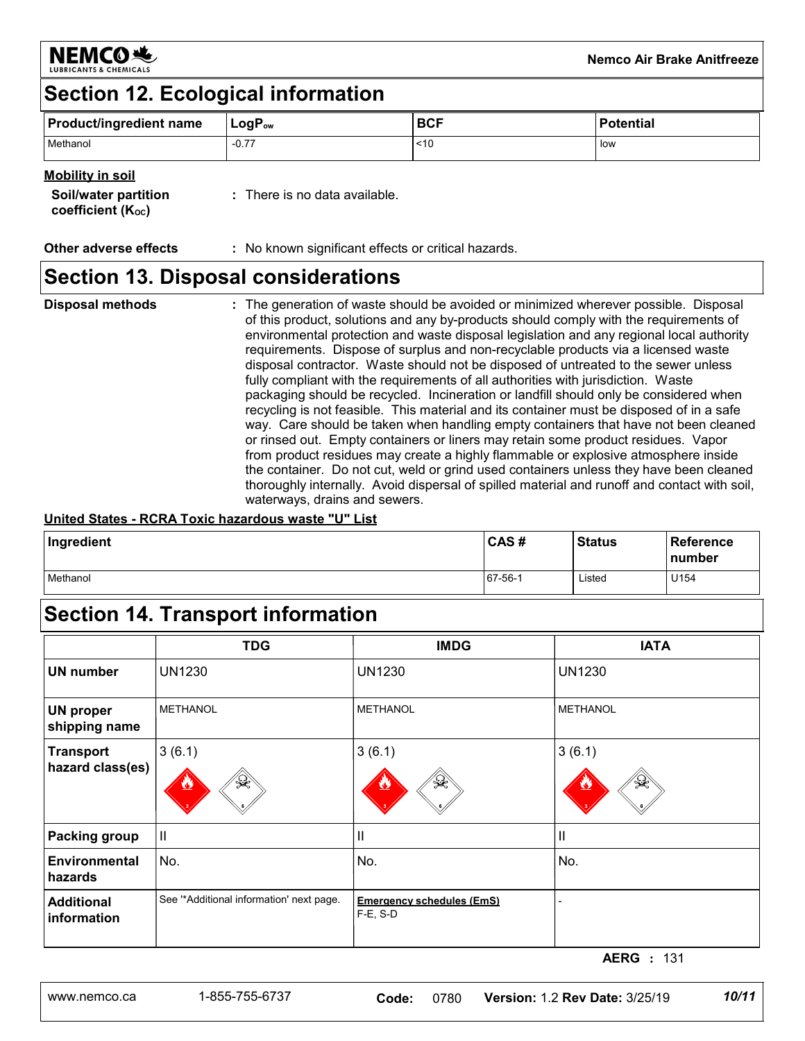## Section 12. Ecological information

| Product/ingredient name | $LogP_{ow}$ | BCF | Potential |
|---|---|---|---|
| Methanol | -0.77 | <10 | low |

**Mobility in soil**

**Soil/water partition coefficient ($K_{OC}$)** : There is no data available.

**Other adverse effects** : No known significant effects or critical hazards.

## Section 13. Disposal considerations

**Disposal methods** : The generation of waste should be avoided or minimized wherever possible. Disposal of this product, solutions and any by-products should comply with the requirements of environmental protection and waste disposal legislation and any regional local authority requirements. Dispose of surplus and non-recyclable products via a licensed waste disposal contractor. Waste should not be disposed of untreated to the sewer unless fully compliant with the requirements of all authorities with jurisdiction. Waste packaging should be recycled. Incineration or landfill should only be considered when recycling is not feasible. This material and its container must be disposed of in a safe way. Care should be taken when handling empty containers that have not been cleaned or rinsed out. Empty containers or liners may retain some product residues. Vapor from product residues may create a highly flammable or explosive atmosphere inside the container. Do not cut, weld or grind used containers unless they have been cleaned thoroughly internally. Avoid dispersal of spilled material and runoff and contact with soil, waterways, drains and sewers.

**United States - RCRA Toxic hazardous waste "U" List**

| Ingredient | CAS # | Status | Reference number |
|---|---|---|---|
| Methanol | 67-56-1 | Listed | U154 |

## Section 14. Transport information

| | TDG | IMDG | IATA |
|---|---|---|---|
| **UN number** | UN1230 | UN1230 | UN1230 |
| **UN proper shipping name** | METHANOL | METHANOL | METHANOL |
| **Transport hazard class(es)** | 3 (6.1) | 3 (6.1) | 3 (6.1) |
| **Packing group** | II | II | II |
| **Environmental hazards** | No. | No. | No. |
| **Additional information** | See '*Additional information' next page. | **Emergency schedules (EmS)** F-E, S-D | - |

**AERG** : 131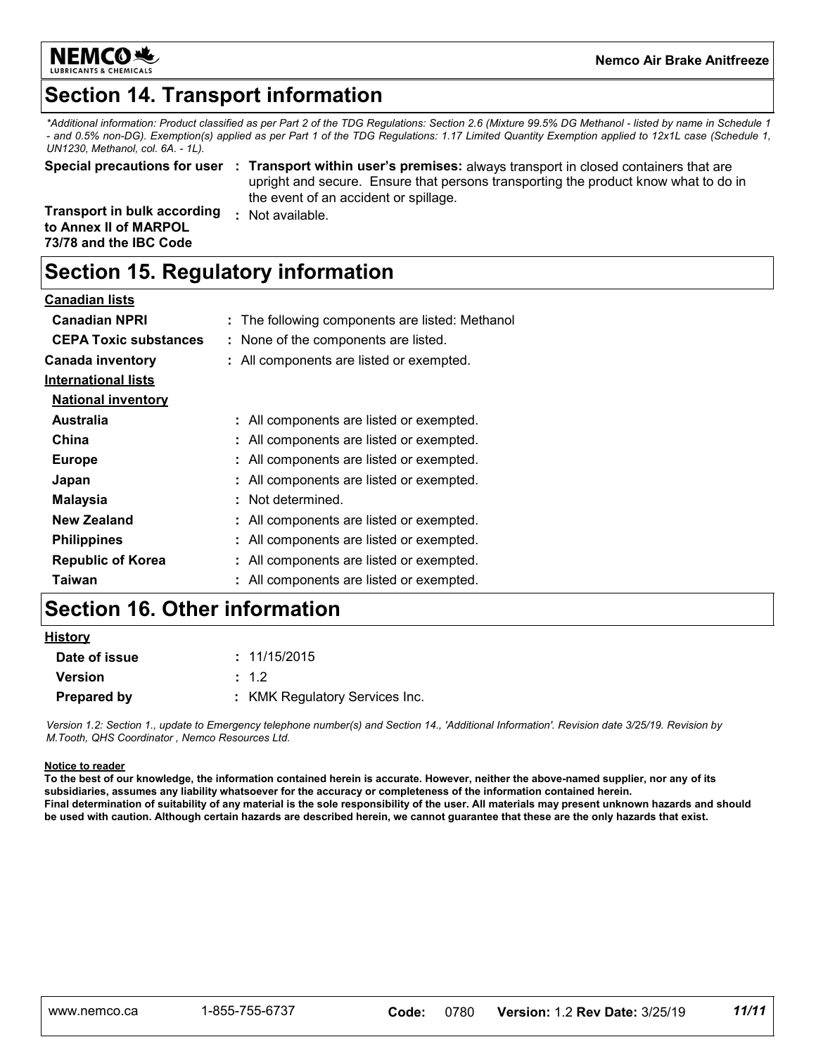## Section 14. Transport information

*\*Additional information: Product classified as per Part 2 of the TDG Regulations: Section 2.6 (Mixture 99.5% DG Methanol - listed by name in Schedule 1 - and 0.5% non-DG). Exemption(s) applied as per Part 1 of the TDG Regulations: 1.17 Limited Quantity Exemption applied to 12x1L case (Schedule 1, UN1230, Methanol, col. 6A. - 1L).*

**Special precautions for user** : **Transport within user's premises:** always transport in closed containers that are upright and secure. Ensure that persons transporting the product know what to do in the event of an accident or spillage.

**Transport in bulk according to Annex II of MARPOL 73/78 and the IBC Code** : Not available.

## Section 15. Regulatory information

**Canadian lists**

| | |
|---|---|
| **Canadian NPRI** | : The following components are listed: Methanol |
| **CEPA Toxic substances** | : None of the components are listed. |
| **Canada inventory** | : All components are listed or exempted. |

**International lists**

**National inventory**

| | |
|---|---|
| **Australia** | : All components are listed or exempted. |
| **China** | : All components are listed or exempted. |
| **Europe** | : All components are listed or exempted. |
| **Japan** | : All components are listed or exempted. |
| **Malaysia** | : Not determined. |
| **New Zealand** | : All components are listed or exempted. |
| **Philippines** | : All components are listed or exempted. |
| **Republic of Korea** | : All components are listed or exempted. |
| **Taiwan** | : All components are listed or exempted. |

## Section 16. Other information

**History**

| | |
|---|---|
| **Date of issue** | : 11/15/2015 |
| **Version** | : 1.2 |
| **Prepared by** | : KMK Regulatory Services Inc. |

*Version 1.2: Section 1., update to Emergency telephone number(s) and Section 14., 'Additional Information'. Revision date 3/25/19. Revision by M.Tooth, QHS Coordinator , Nemco Resources Ltd.*

**Notice to reader**

**To the best of our knowledge, the information contained herein is accurate. However, neither the above-named supplier, nor any of its subsidiaries, assumes any liability whatsoever for the accuracy or completeness of the information contained herein.**
**Final determination of suitability of any material is the sole responsibility of the user. All materials may present unknown hazards and should be used with caution. Although certain hazards are described herein, we cannot guarantee that these are the only hazards that exist.**